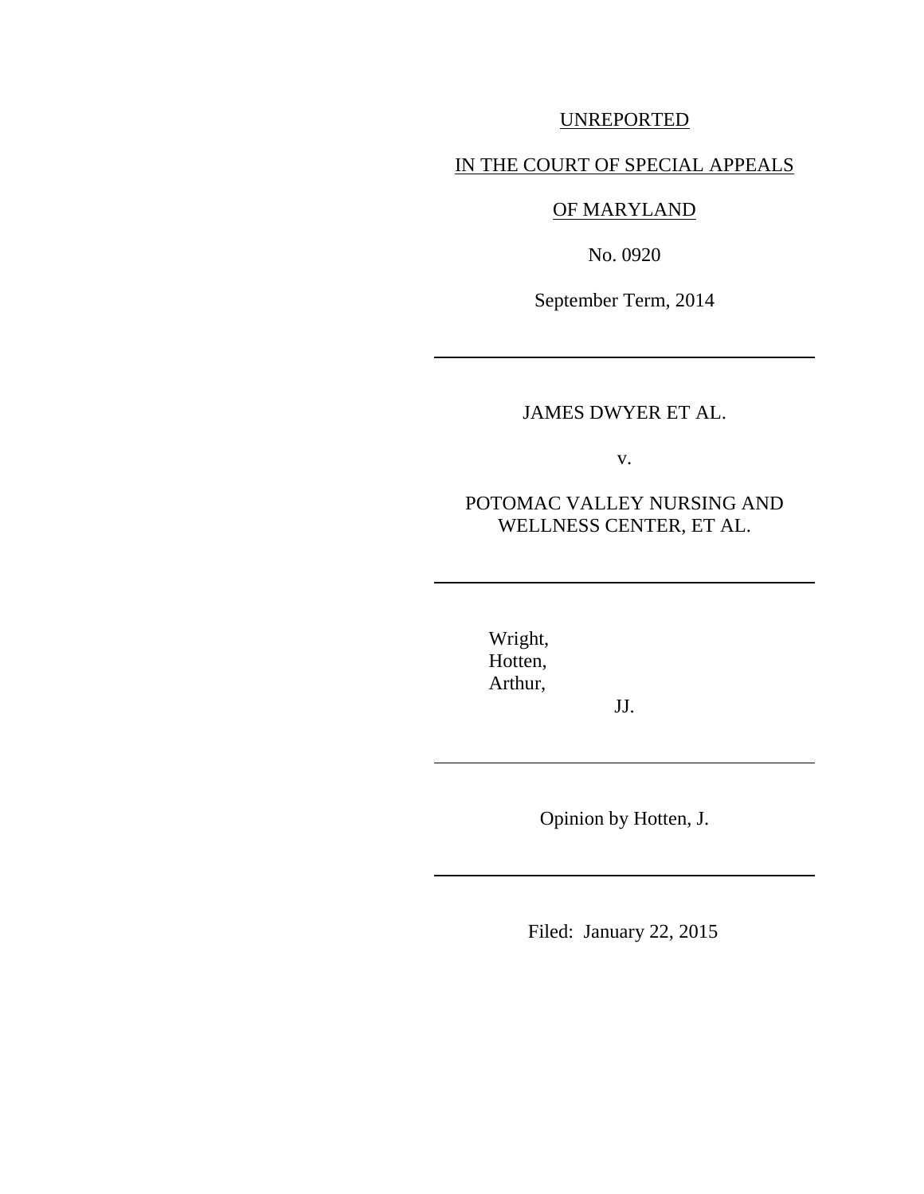UNREPORTED

IN THE COURT OF SPECIAL APPEALS

OF MARYLAND

No. 0920

September Term, 2014

---

JAMES DWYER ET AL.

v.

POTOMAC VALLEY NURSING AND WELLNESS CENTER, ET AL.

---

Wright,
Hotten,
Arthur,

JJ.

---

Opinion by Hotten, J.

---

Filed: January 22, 2015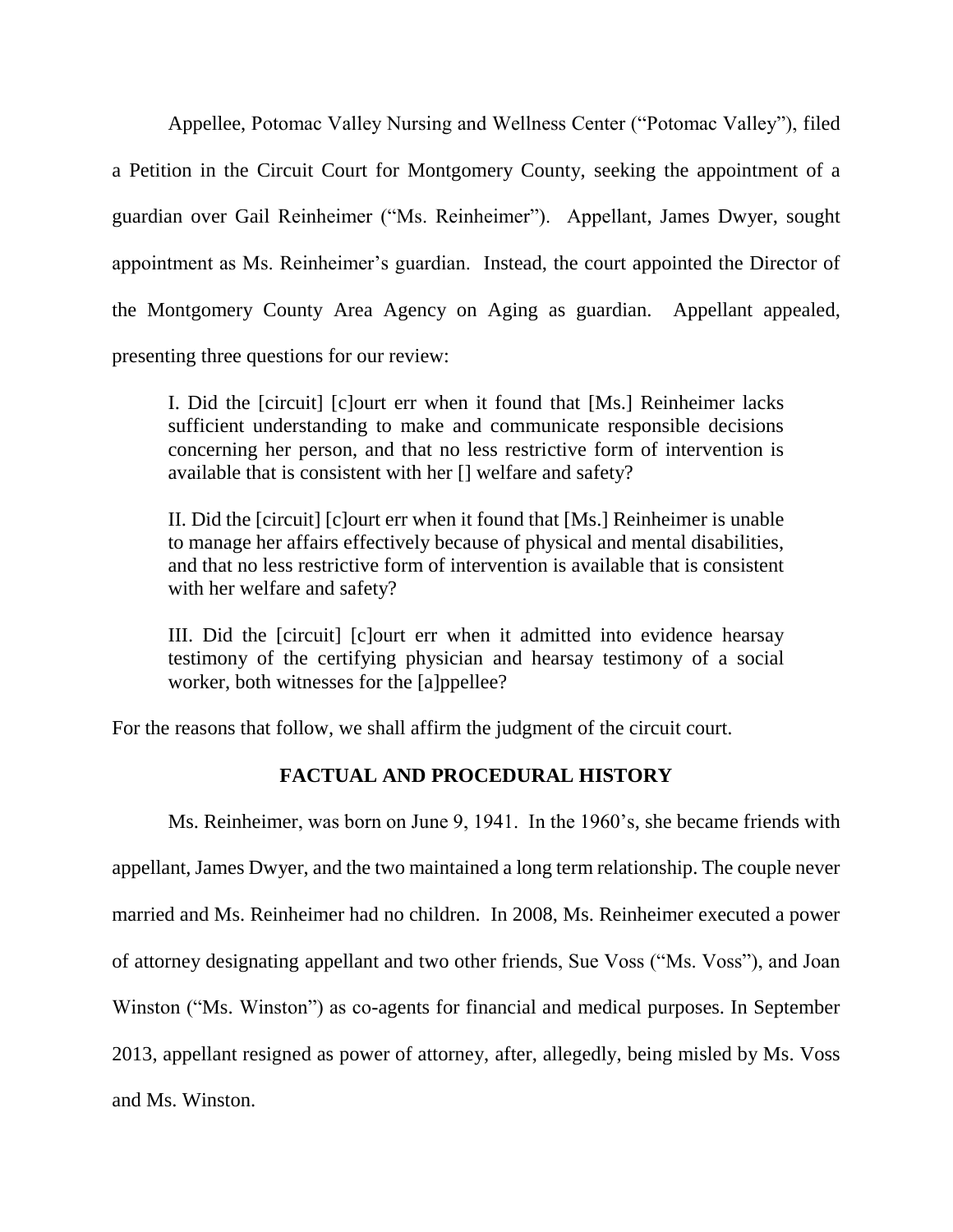Appellee, Potomac Valley Nursing and Wellness Center ("Potomac Valley"), filed a Petition in the Circuit Court for Montgomery County, seeking the appointment of a guardian over Gail Reinheimer ("Ms. Reinheimer"). Appellant, James Dwyer, sought appointment as Ms. Reinheimer's guardian. Instead, the court appointed the Director of the Montgomery County Area Agency on Aging as guardian. Appellant appealed, presenting three questions for our review:

> I. Did the [circuit] [c]ourt err when it found that [Ms.] Reinheimer lacks sufficient understanding to make and communicate responsible decisions concerning her person, and that no less restrictive form of intervention is available that is consistent with her [] welfare and safety?
>
> II. Did the [circuit] [c]ourt err when it found that [Ms.] Reinheimer is unable to manage her affairs effectively because of physical and mental disabilities, and that no less restrictive form of intervention is available that is consistent with her welfare and safety?
>
> III. Did the [circuit] [c]ourt err when it admitted into evidence hearsay testimony of the certifying physician and hearsay testimony of a social worker, both witnesses for the [a]ppellee?

For the reasons that follow, we shall affirm the judgment of the circuit court.

## FACTUAL AND PROCEDURAL HISTORY

Ms. Reinheimer, was born on June 9, 1941. In the 1960's, she became friends with appellant, James Dwyer, and the two maintained a long term relationship. The couple never married and Ms. Reinheimer had no children. In 2008, Ms. Reinheimer executed a power of attorney designating appellant and two other friends, Sue Voss ("Ms. Voss"), and Joan Winston ("Ms. Winston") as co-agents for financial and medical purposes. In September 2013, appellant resigned as power of attorney, after, allegedly, being misled by Ms. Voss and Ms. Winston.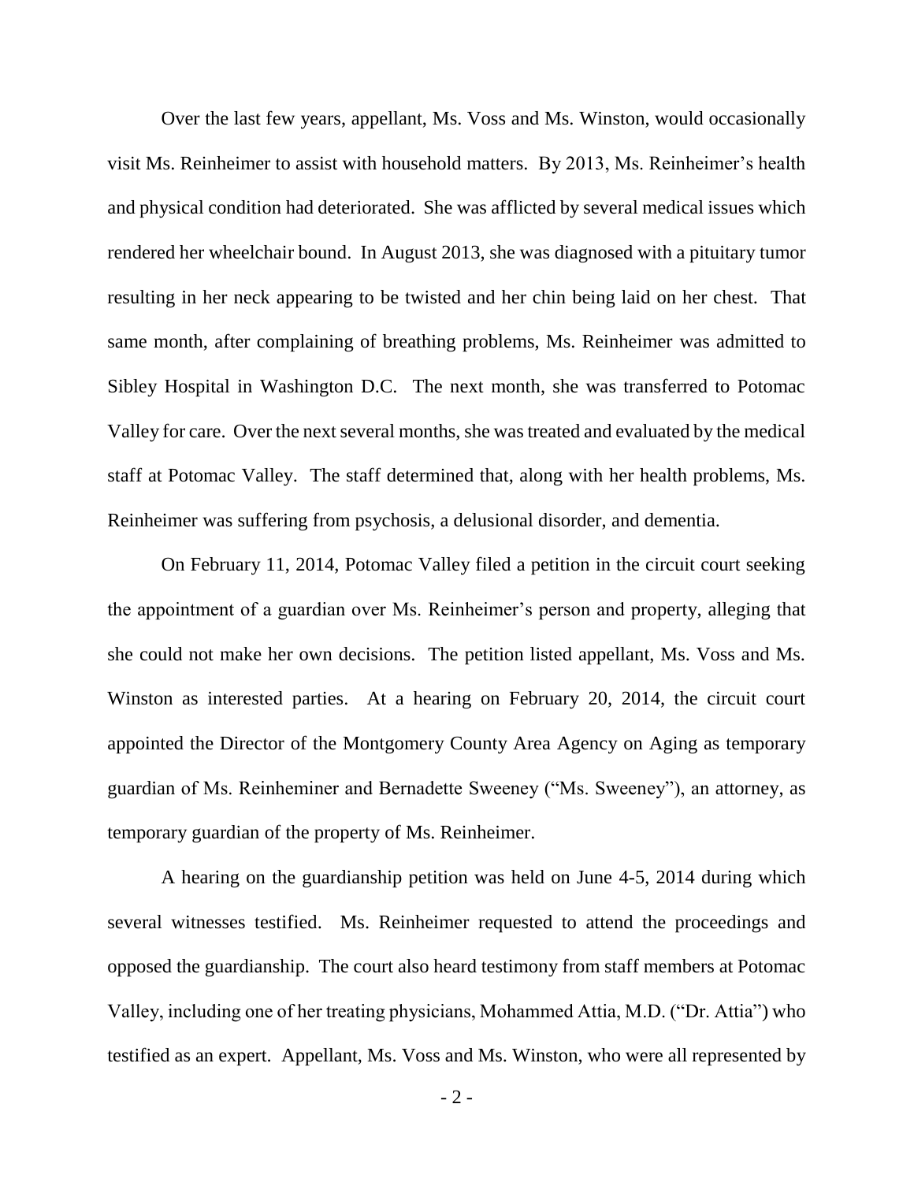Over the last few years, appellant, Ms. Voss and Ms. Winston, would occasionally visit Ms. Reinheimer to assist with household matters. By 2013, Ms. Reinheimer's health and physical condition had deteriorated. She was afflicted by several medical issues which rendered her wheelchair bound. In August 2013, she was diagnosed with a pituitary tumor resulting in her neck appearing to be twisted and her chin being laid on her chest. That same month, after complaining of breathing problems, Ms. Reinheimer was admitted to Sibley Hospital in Washington D.C. The next month, she was transferred to Potomac Valley for care. Over the next several months, she was treated and evaluated by the medical staff at Potomac Valley. The staff determined that, along with her health problems, Ms. Reinheimer was suffering from psychosis, a delusional disorder, and dementia.

On February 11, 2014, Potomac Valley filed a petition in the circuit court seeking the appointment of a guardian over Ms. Reinheimer's person and property, alleging that she could not make her own decisions. The petition listed appellant, Ms. Voss and Ms. Winston as interested parties. At a hearing on February 20, 2014, the circuit court appointed the Director of the Montgomery County Area Agency on Aging as temporary guardian of Ms. Reinheminer and Bernadette Sweeney ("Ms. Sweeney"), an attorney, as temporary guardian of the property of Ms. Reinheimer.

A hearing on the guardianship petition was held on June 4-5, 2014 during which several witnesses testified. Ms. Reinheimer requested to attend the proceedings and opposed the guardianship. The court also heard testimony from staff members at Potomac Valley, including one of her treating physicians, Mohammed Attia, M.D. ("Dr. Attia") who testified as an expert. Appellant, Ms. Voss and Ms. Winston, who were all represented by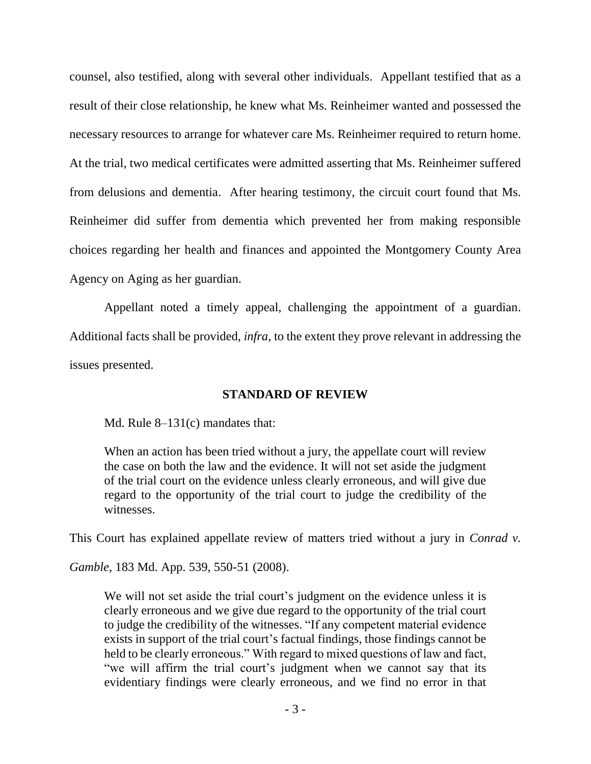counsel, also testified, along with several other individuals. Appellant testified that as a result of their close relationship, he knew what Ms. Reinheimer wanted and possessed the necessary resources to arrange for whatever care Ms. Reinheimer required to return home. At the trial, two medical certificates were admitted asserting that Ms. Reinheimer suffered from delusions and dementia. After hearing testimony, the circuit court found that Ms. Reinheimer did suffer from dementia which prevented her from making responsible choices regarding her health and finances and appointed the Montgomery County Area Agency on Aging as her guardian.

Appellant noted a timely appeal, challenging the appointment of a guardian. Additional facts shall be provided, *infra*, to the extent they prove relevant in addressing the issues presented.

## STANDARD OF REVIEW

Md. Rule 8–131(c) mandates that:

> When an action has been tried without a jury, the appellate court will review the case on both the law and the evidence. It will not set aside the judgment of the trial court on the evidence unless clearly erroneous, and will give due regard to the opportunity of the trial court to judge the credibility of the witnesses.

This Court has explained appellate review of matters tried without a jury in *Conrad v. Gamble*, 183 Md. App. 539, 550-51 (2008).

> We will not set aside the trial court's judgment on the evidence unless it is clearly erroneous and we give due regard to the opportunity of the trial court to judge the credibility of the witnesses. "If any competent material evidence exists in support of the trial court's factual findings, those findings cannot be held to be clearly erroneous." With regard to mixed questions of law and fact, "we will affirm the trial court's judgment when we cannot say that its evidentiary findings were clearly erroneous, and we find no error in that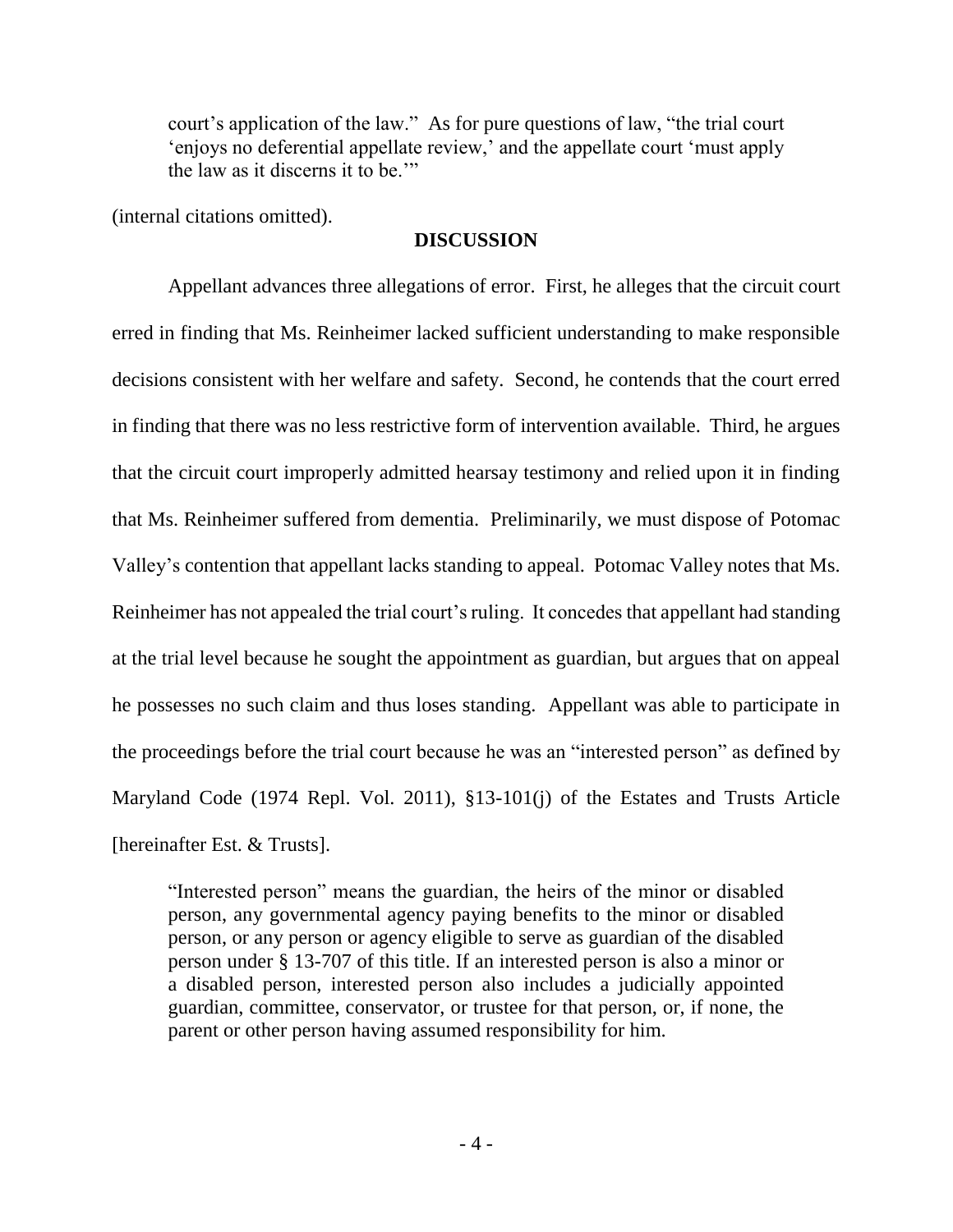> court's application of the law." As for pure questions of law, "the trial court 'enjoys no deferential appellate review,' and the appellate court 'must apply the law as it discerns it to be.'"

(internal citations omitted).

## DISCUSSION

Appellant advances three allegations of error. First, he alleges that the circuit court erred in finding that Ms. Reinheimer lacked sufficient understanding to make responsible decisions consistent with her welfare and safety. Second, he contends that the court erred in finding that there was no less restrictive form of intervention available. Third, he argues that the circuit court improperly admitted hearsay testimony and relied upon it in finding that Ms. Reinheimer suffered from dementia. Preliminarily, we must dispose of Potomac Valley's contention that appellant lacks standing to appeal. Potomac Valley notes that Ms. Reinheimer has not appealed the trial court's ruling. It concedes that appellant had standing at the trial level because he sought the appointment as guardian, but argues that on appeal he possesses no such claim and thus loses standing. Appellant was able to participate in the proceedings before the trial court because he was an "interested person" as defined by Maryland Code (1974 Repl. Vol. 2011), §13-101(j) of the Estates and Trusts Article [hereinafter Est. & Trusts].

> "Interested person" means the guardian, the heirs of the minor or disabled person, any governmental agency paying benefits to the minor or disabled person, or any person or agency eligible to serve as guardian of the disabled person under § 13-707 of this title. If an interested person is also a minor or a disabled person, interested person also includes a judicially appointed guardian, committee, conservator, or trustee for that person, or, if none, the parent or other person having assumed responsibility for him.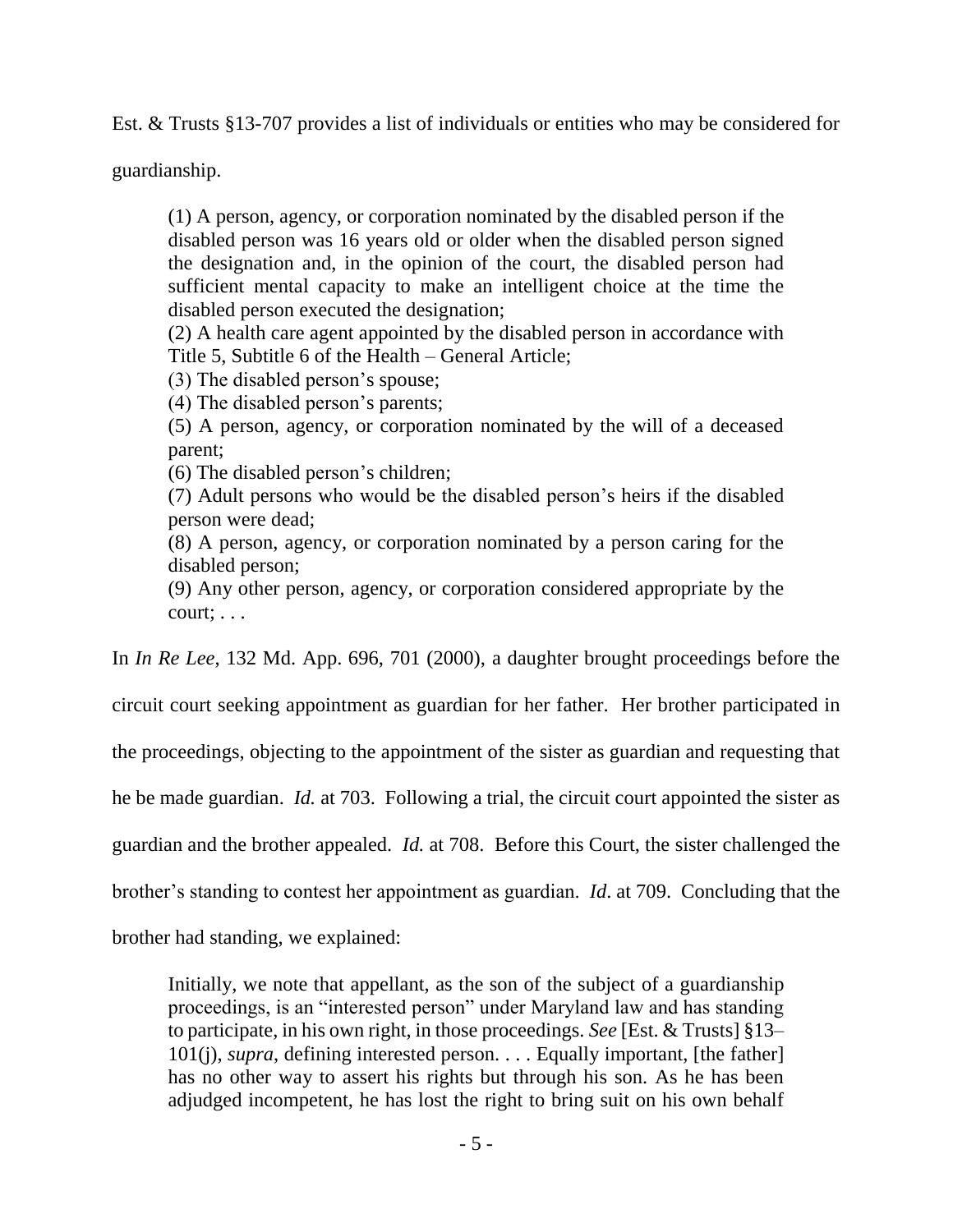Est. & Trusts §13-707 provides a list of individuals or entities who may be considered for guardianship.

> (1) A person, agency, or corporation nominated by the disabled person if the disabled person was 16 years old or older when the disabled person signed the designation and, in the opinion of the court, the disabled person had sufficient mental capacity to make an intelligent choice at the time the disabled person executed the designation;
> (2) A health care agent appointed by the disabled person in accordance with Title 5, Subtitle 6 of the Health – General Article;
> (3) The disabled person's spouse;
> (4) The disabled person's parents;
> (5) A person, agency, or corporation nominated by the will of a deceased parent;
> (6) The disabled person's children;
> (7) Adult persons who would be the disabled person's heirs if the disabled person were dead;
> (8) A person, agency, or corporation nominated by a person caring for the disabled person;
> (9) Any other person, agency, or corporation considered appropriate by the court; . . .

In *In Re Lee*, 132 Md. App. 696, 701 (2000), a daughter brought proceedings before the circuit court seeking appointment as guardian for her father. Her brother participated in the proceedings, objecting to the appointment of the sister as guardian and requesting that he be made guardian. *Id.* at 703. Following a trial, the circuit court appointed the sister as guardian and the brother appealed. *Id.* at 708. Before this Court, the sister challenged the brother's standing to contest her appointment as guardian. *Id*. at 709. Concluding that the brother had standing, we explained:

> Initially, we note that appellant, as the son of the subject of a guardianship proceedings, is an "interested person" under Maryland law and has standing to participate, in his own right, in those proceedings. *See* [Est. & Trusts] §13–101(j), *supra*, defining interested person. . . . Equally important, [the father] has no other way to assert his rights but through his son. As he has been adjudged incompetent, he has lost the right to bring suit on his own behalf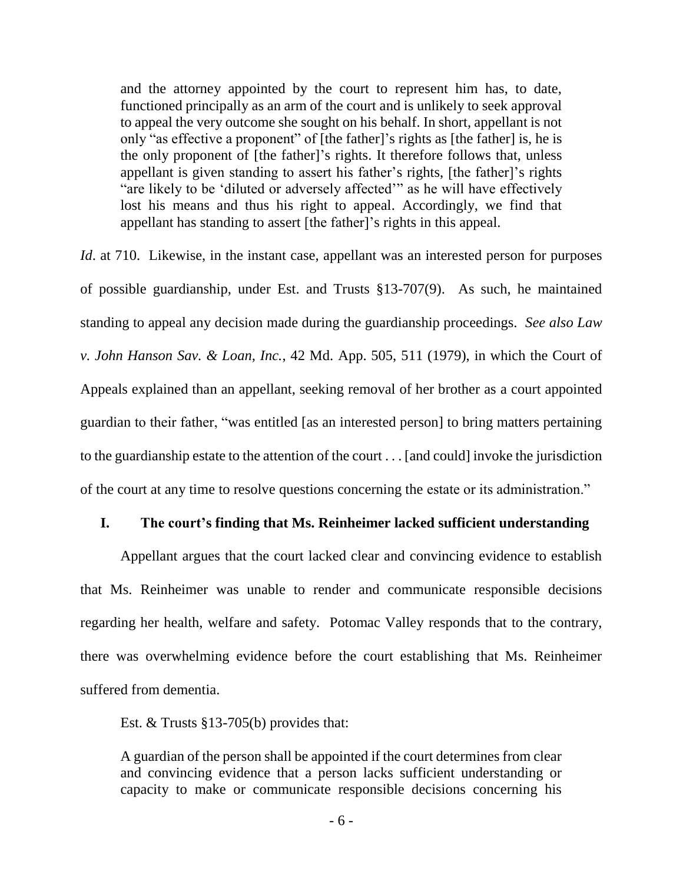> and the attorney appointed by the court to represent him has, to date, functioned principally as an arm of the court and is unlikely to seek approval to appeal the very outcome she sought on his behalf. In short, appellant is not only "as effective a proponent" of [the father]'s rights as [the father] is, he is the only proponent of [the father]'s rights. It therefore follows that, unless appellant is given standing to assert his father's rights, [the father]'s rights "are likely to be 'diluted or adversely affected'" as he will have effectively lost his means and thus his right to appeal. Accordingly, we find that appellant has standing to assert [the father]'s rights in this appeal.

*Id*. at 710. Likewise, in the instant case, appellant was an interested person for purposes of possible guardianship, under Est. and Trusts §13-707(9). As such, he maintained standing to appeal any decision made during the guardianship proceedings. *See also Law v. John Hanson Sav. & Loan, Inc.*, 42 Md. App. 505, 511 (1979), in which the Court of Appeals explained than an appellant, seeking removal of her brother as a court appointed guardian to their father, "was entitled [as an interested person] to bring matters pertaining to the guardianship estate to the attention of the court . . . [and could] invoke the jurisdiction of the court at any time to resolve questions concerning the estate or its administration."

## I. The court's finding that Ms. Reinheimer lacked sufficient understanding

Appellant argues that the court lacked clear and convincing evidence to establish that Ms. Reinheimer was unable to render and communicate responsible decisions regarding her health, welfare and safety. Potomac Valley responds that to the contrary, there was overwhelming evidence before the court establishing that Ms. Reinheimer suffered from dementia.

Est. & Trusts §13-705(b) provides that:

> A guardian of the person shall be appointed if the court determines from clear and convincing evidence that a person lacks sufficient understanding or capacity to make or communicate responsible decisions concerning his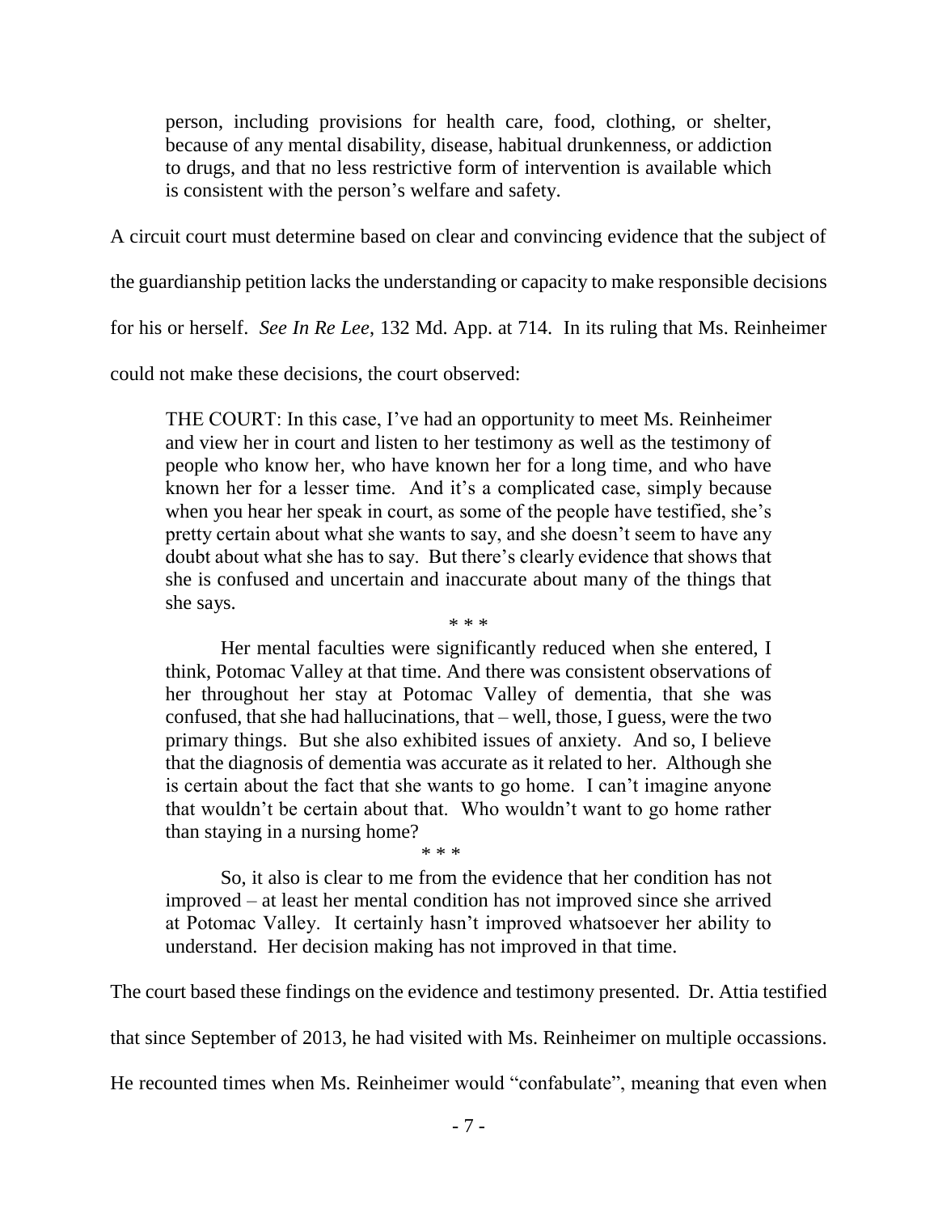> person, including provisions for health care, food, clothing, or shelter, because of any mental disability, disease, habitual drunkenness, or addiction to drugs, and that no less restrictive form of intervention is available which is consistent with the person's welfare and safety.

A circuit court must determine based on clear and convincing evidence that the subject of the guardianship petition lacks the understanding or capacity to make responsible decisions for his or herself. *See In Re Lee*, 132 Md. App. at 714. In its ruling that Ms. Reinheimer could not make these decisions, the court observed:

> THE COURT: In this case, I've had an opportunity to meet Ms. Reinheimer and view her in court and listen to her testimony as well as the testimony of people who know her, who have known her for a long time, and who have known her for a lesser time. And it's a complicated case, simply because when you hear her speak in court, as some of the people have testified, she's pretty certain about what she wants to say, and she doesn't seem to have any doubt about what she has to say. But there's clearly evidence that shows that she is confused and uncertain and inaccurate about many of the things that she says.
>
> \* \* \*
>
> Her mental faculties were significantly reduced when she entered, I think, Potomac Valley at that time. And there was consistent observations of her throughout her stay at Potomac Valley of dementia, that she was confused, that she had hallucinations, that – well, those, I guess, were the two primary things. But she also exhibited issues of anxiety. And so, I believe that the diagnosis of dementia was accurate as it related to her. Although she is certain about the fact that she wants to go home. I can't imagine anyone that wouldn't be certain about that. Who wouldn't want to go home rather than staying in a nursing home?
>
> \* \* \*
>
> So, it also is clear to me from the evidence that her condition has not improved – at least her mental condition has not improved since she arrived at Potomac Valley. It certainly hasn't improved whatsoever her ability to understand. Her decision making has not improved in that time.

The court based these findings on the evidence and testimony presented. Dr. Attia testified that since September of 2013, he had visited with Ms. Reinheimer on multiple occassions. He recounted times when Ms. Reinheimer would "confabulate", meaning that even when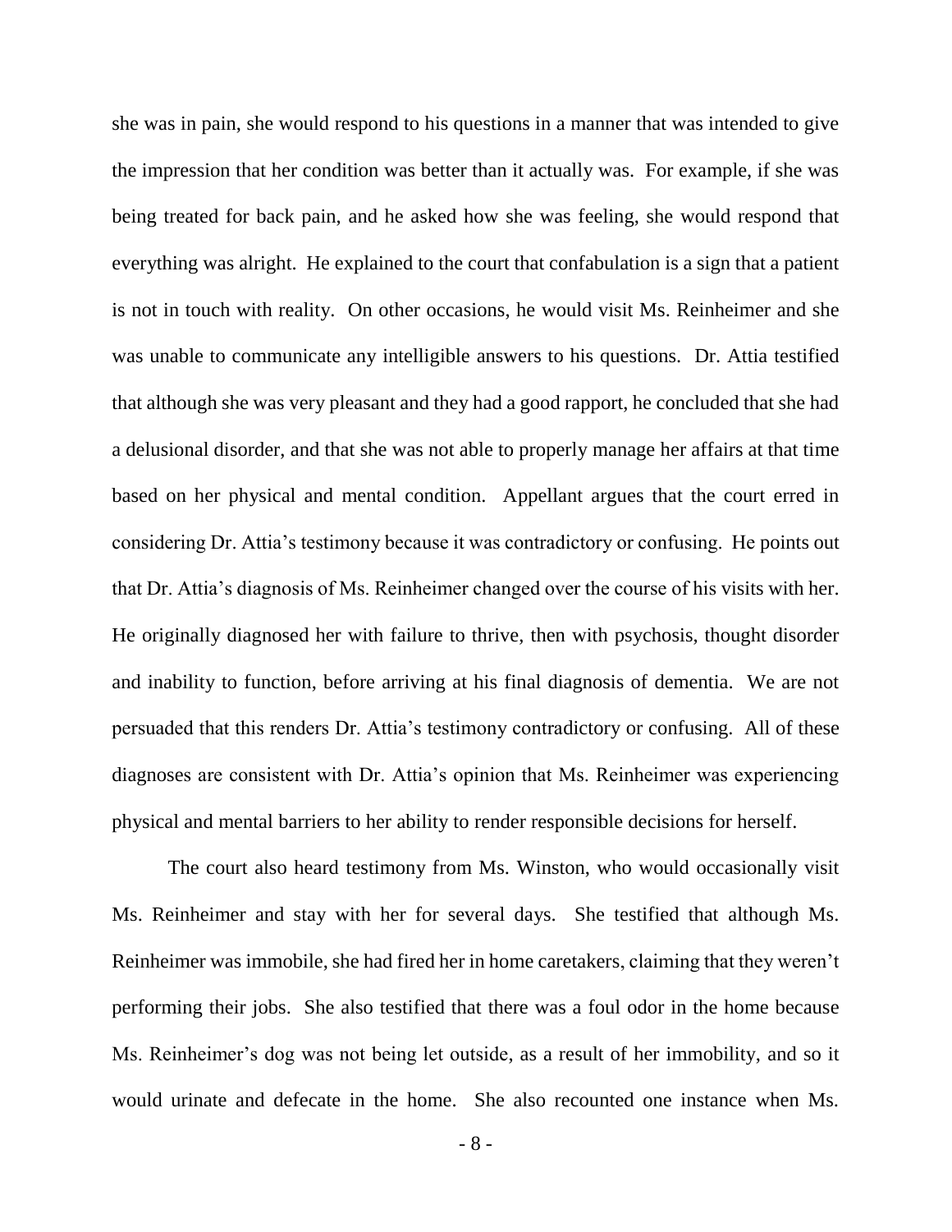she was in pain, she would respond to his questions in a manner that was intended to give the impression that her condition was better than it actually was. For example, if she was being treated for back pain, and he asked how she was feeling, she would respond that everything was alright. He explained to the court that confabulation is a sign that a patient is not in touch with reality. On other occasions, he would visit Ms. Reinheimer and she was unable to communicate any intelligible answers to his questions. Dr. Attia testified that although she was very pleasant and they had a good rapport, he concluded that she had a delusional disorder, and that she was not able to properly manage her affairs at that time based on her physical and mental condition. Appellant argues that the court erred in considering Dr. Attia's testimony because it was contradictory or confusing. He points out that Dr. Attia's diagnosis of Ms. Reinheimer changed over the course of his visits with her. He originally diagnosed her with failure to thrive, then with psychosis, thought disorder and inability to function, before arriving at his final diagnosis of dementia. We are not persuaded that this renders Dr. Attia's testimony contradictory or confusing. All of these diagnoses are consistent with Dr. Attia's opinion that Ms. Reinheimer was experiencing physical and mental barriers to her ability to render responsible decisions for herself.

The court also heard testimony from Ms. Winston, who would occasionally visit Ms. Reinheimer and stay with her for several days. She testified that although Ms. Reinheimer was immobile, she had fired her in home caretakers, claiming that they weren't performing their jobs. She also testified that there was a foul odor in the home because Ms. Reinheimer's dog was not being let outside, as a result of her immobility, and so it would urinate and defecate in the home. She also recounted one instance when Ms.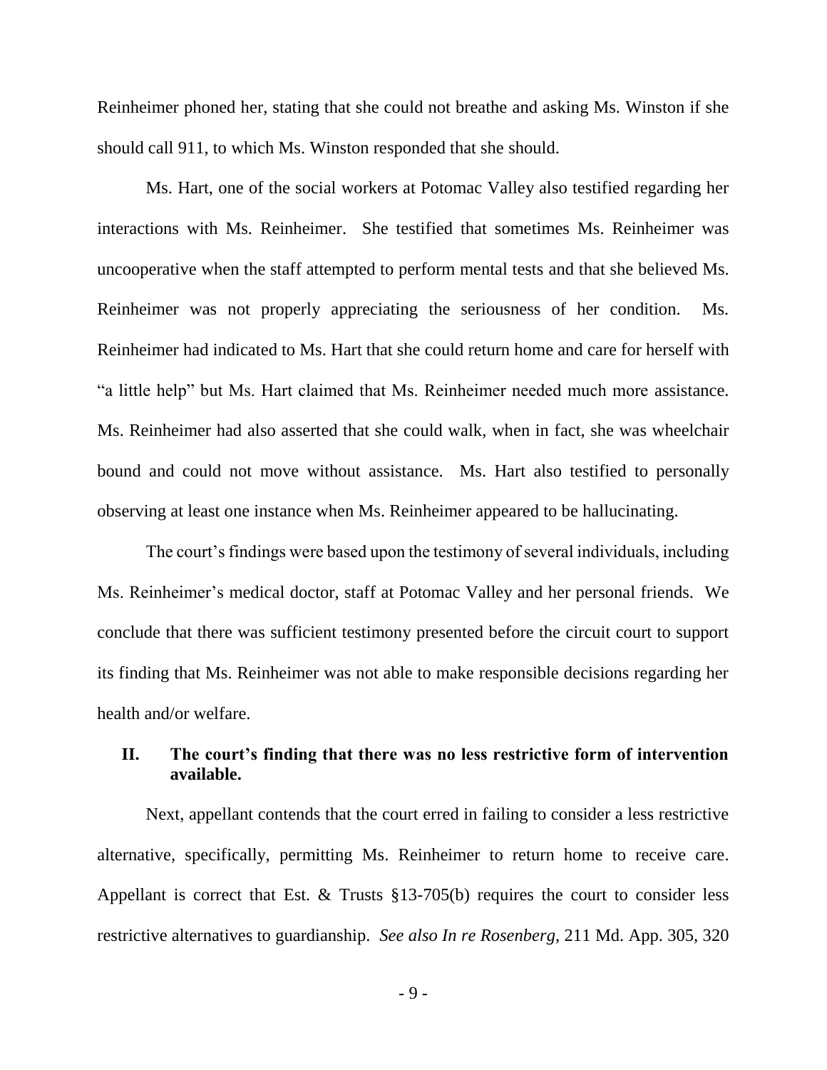Reinheimer phoned her, stating that she could not breathe and asking Ms. Winston if she should call 911, to which Ms. Winston responded that she should.

Ms. Hart, one of the social workers at Potomac Valley also testified regarding her interactions with Ms. Reinheimer. She testified that sometimes Ms. Reinheimer was uncooperative when the staff attempted to perform mental tests and that she believed Ms. Reinheimer was not properly appreciating the seriousness of her condition. Ms. Reinheimer had indicated to Ms. Hart that she could return home and care for herself with "a little help" but Ms. Hart claimed that Ms. Reinheimer needed much more assistance. Ms. Reinheimer had also asserted that she could walk, when in fact, she was wheelchair bound and could not move without assistance. Ms. Hart also testified to personally observing at least one instance when Ms. Reinheimer appeared to be hallucinating.

The court's findings were based upon the testimony of several individuals, including Ms. Reinheimer's medical doctor, staff at Potomac Valley and her personal friends. We conclude that there was sufficient testimony presented before the circuit court to support its finding that Ms. Reinheimer was not able to make responsible decisions regarding her health and/or welfare.

## II. The court's finding that there was no less restrictive form of intervention available.

Next, appellant contends that the court erred in failing to consider a less restrictive alternative, specifically, permitting Ms. Reinheimer to return home to receive care. Appellant is correct that Est. & Trusts §13-705(b) requires the court to consider less restrictive alternatives to guardianship. *See also In re Rosenberg*, 211 Md. App. 305, 320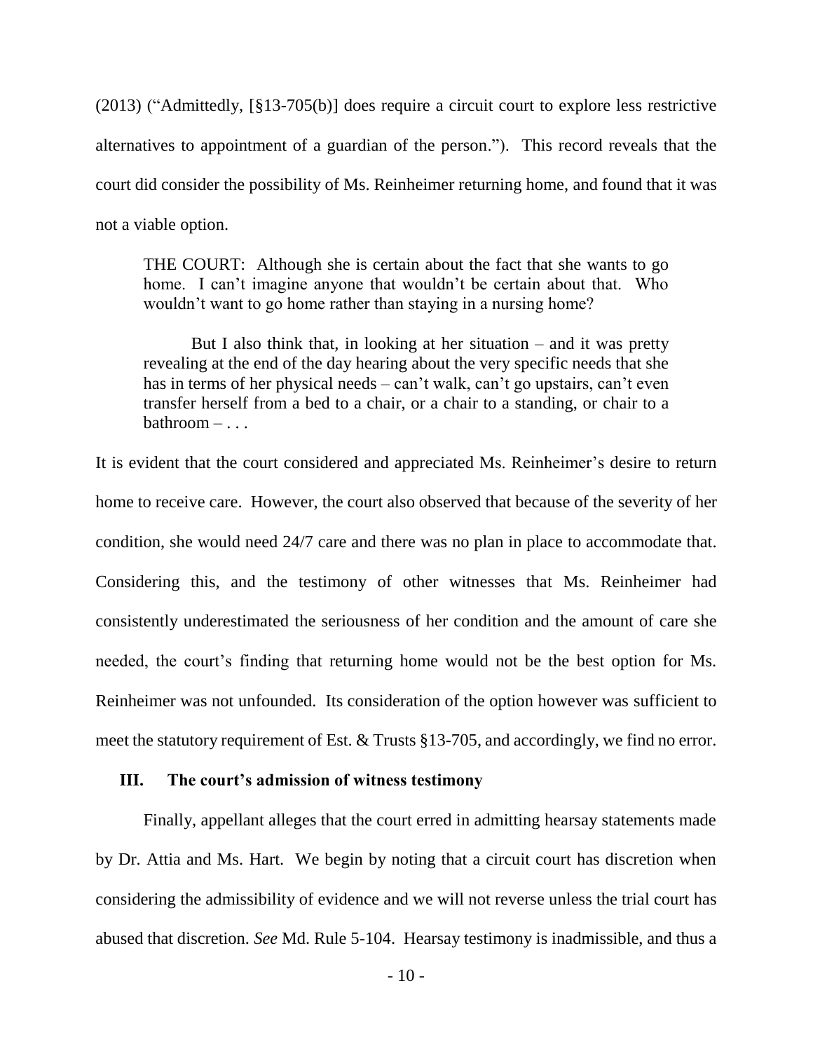(2013) ("Admittedly, [§13-705(b)] does require a circuit court to explore less restrictive alternatives to appointment of a guardian of the person."). This record reveals that the court did consider the possibility of Ms. Reinheimer returning home, and found that it was not a viable option.

> THE COURT: Although she is certain about the fact that she wants to go home. I can't imagine anyone that wouldn't be certain about that. Who wouldn't want to go home rather than staying in a nursing home?
>
> But I also think that, in looking at her situation – and it was pretty revealing at the end of the day hearing about the very specific needs that she has in terms of her physical needs – can't walk, can't go upstairs, can't even transfer herself from a bed to a chair, or a chair to a standing, or chair to a bathroom – . . .

It is evident that the court considered and appreciated Ms. Reinheimer's desire to return home to receive care. However, the court also observed that because of the severity of her condition, she would need 24/7 care and there was no plan in place to accommodate that. Considering this, and the testimony of other witnesses that Ms. Reinheimer had consistently underestimated the seriousness of her condition and the amount of care she needed, the court's finding that returning home would not be the best option for Ms. Reinheimer was not unfounded. Its consideration of the option however was sufficient to meet the statutory requirement of Est. & Trusts §13-705, and accordingly, we find no error.

### III. The court's admission of witness testimony

Finally, appellant alleges that the court erred in admitting hearsay statements made by Dr. Attia and Ms. Hart. We begin by noting that a circuit court has discretion when considering the admissibility of evidence and we will not reverse unless the trial court has abused that discretion. *See* Md. Rule 5-104. Hearsay testimony is inadmissible, and thus a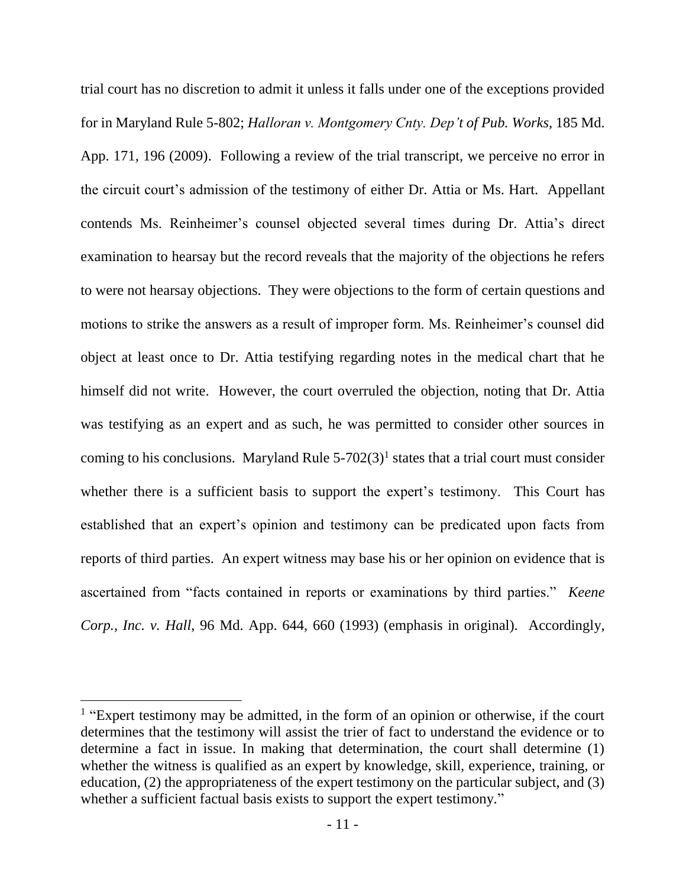trial court has no discretion to admit it unless it falls under one of the exceptions provided for in Maryland Rule 5-802; *Halloran v. Montgomery Cnty. Dep't of Pub. Works*, 185 Md. App. 171, 196 (2009). Following a review of the trial transcript, we perceive no error in the circuit court's admission of the testimony of either Dr. Attia or Ms. Hart. Appellant contends Ms. Reinheimer's counsel objected several times during Dr. Attia's direct examination to hearsay but the record reveals that the majority of the objections he refers to were not hearsay objections. They were objections to the form of certain questions and motions to strike the answers as a result of improper form. Ms. Reinheimer's counsel did object at least once to Dr. Attia testifying regarding notes in the medical chart that he himself did not write. However, the court overruled the objection, noting that Dr. Attia was testifying as an expert and as such, he was permitted to consider other sources in coming to his conclusions. Maryland Rule 5-702(3)[1] states that a trial court must consider whether there is a sufficient basis to support the expert's testimony. This Court has established that an expert's opinion and testimony can be predicated upon facts from reports of third parties. An expert witness may base his or her opinion on evidence that is ascertained from "facts contained in reports or examinations by third parties." *Keene Corp., Inc. v. Hall*, 96 Md. App. 644, 660 (1993) (emphasis in original). Accordingly,

---

[1] "Expert testimony may be admitted, in the form of an opinion or otherwise, if the court determines that the testimony will assist the trier of fact to understand the evidence or to determine a fact in issue. In making that determination, the court shall determine (1) whether the witness is qualified as an expert by knowledge, skill, experience, training, or education, (2) the appropriateness of the expert testimony on the particular subject, and (3) whether a sufficient factual basis exists to support the expert testimony."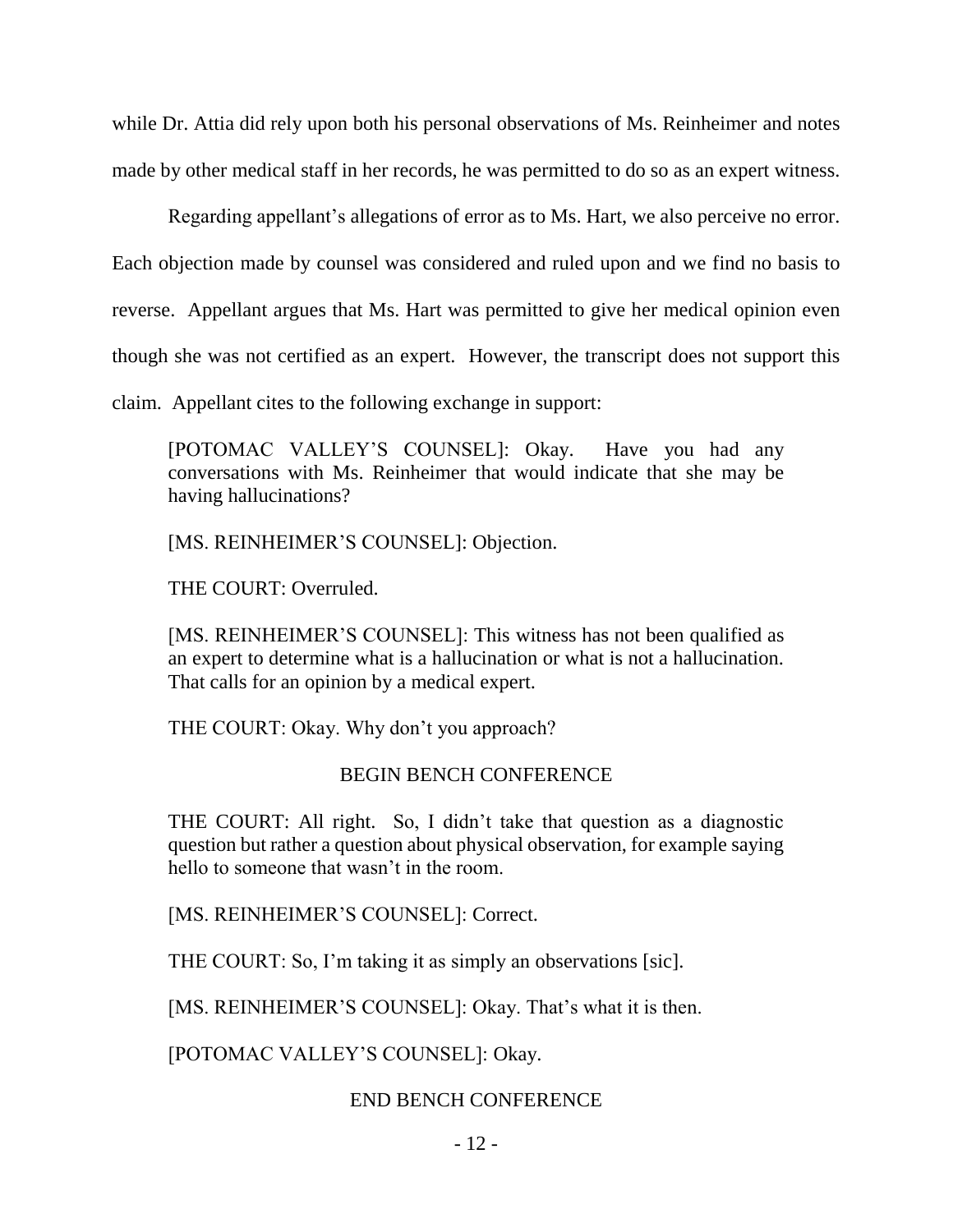while Dr. Attia did rely upon both his personal observations of Ms. Reinheimer and notes made by other medical staff in her records, he was permitted to do so as an expert witness.

Regarding appellant's allegations of error as to Ms. Hart, we also perceive no error. Each objection made by counsel was considered and ruled upon and we find no basis to reverse. Appellant argues that Ms. Hart was permitted to give her medical opinion even though she was not certified as an expert. However, the transcript does not support this claim. Appellant cites to the following exchange in support:

> [POTOMAC VALLEY'S COUNSEL]: Okay. Have you had any conversations with Ms. Reinheimer that would indicate that she may be having hallucinations?
>
> [MS. REINHEIMER'S COUNSEL]: Objection.
>
> THE COURT: Overruled.
>
> [MS. REINHEIMER'S COUNSEL]: This witness has not been qualified as an expert to determine what is a hallucination or what is not a hallucination. That calls for an opinion by a medical expert.
>
> THE COURT: Okay. Why don't you approach?
>
> BEGIN BENCH CONFERENCE
>
> THE COURT: All right. So, I didn't take that question as a diagnostic question but rather a question about physical observation, for example saying hello to someone that wasn't in the room.
>
> [MS. REINHEIMER'S COUNSEL]: Correct.
>
> THE COURT: So, I'm taking it as simply an observations [sic].
>
> [MS. REINHEIMER'S COUNSEL]: Okay. That's what it is then.
>
> [POTOMAC VALLEY'S COUNSEL]: Okay.
>
> END BENCH CONFERENCE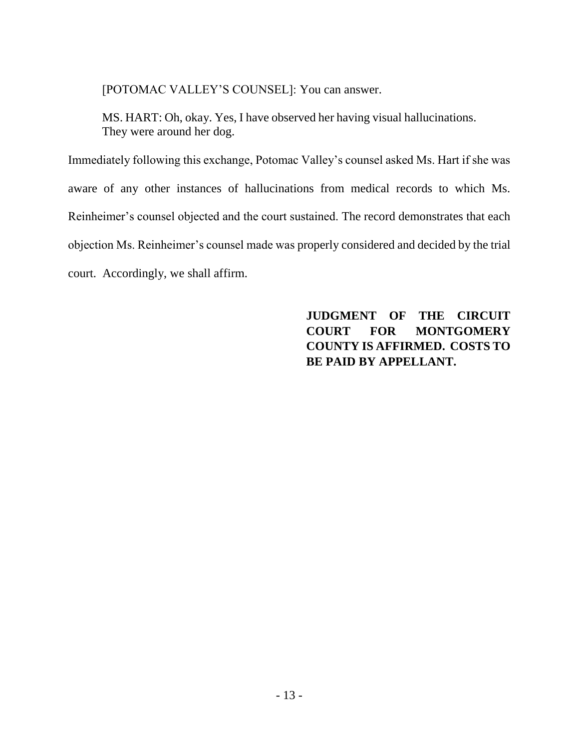[POTOMAC VALLEY'S COUNSEL]: You can answer.

MS. HART: Oh, okay. Yes, I have observed her having visual hallucinations. They were around her dog.

Immediately following this exchange, Potomac Valley's counsel asked Ms. Hart if she was aware of any other instances of hallucinations from medical records to which Ms. Reinheimer's counsel objected and the court sustained. The record demonstrates that each objection Ms. Reinheimer's counsel made was properly considered and decided by the trial court. Accordingly, we shall affirm.

**JUDGMENT OF THE CIRCUIT COURT FOR MONTGOMERY COUNTY IS AFFIRMED. COSTS TO BE PAID BY APPELLANT.**